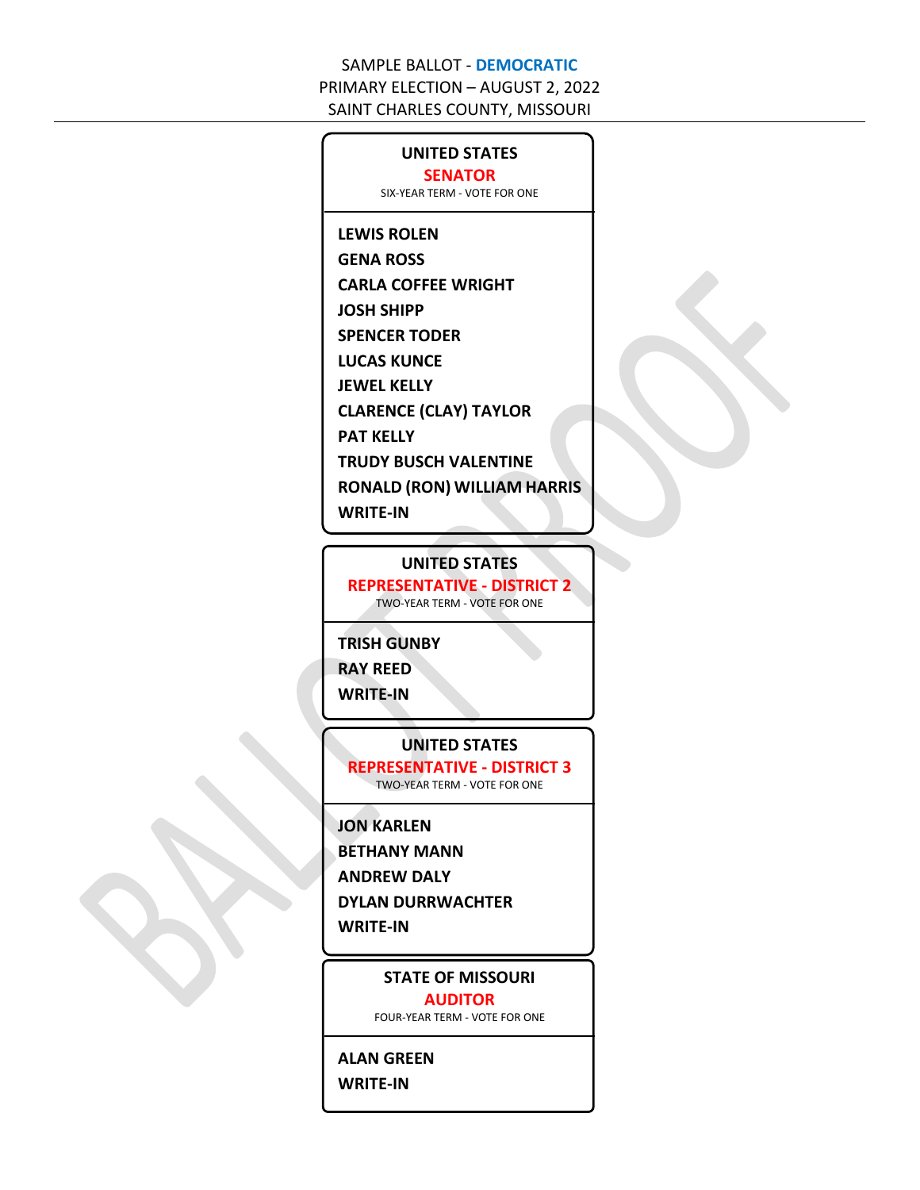SAMPLE BALLOT - **DEMOCRATIC**
PRIMARY ELECTION – AUGUST 2, 2022
SAINT CHARLES COUNTY, MISSOURI

---

## UNITED STATES SENATOR

SIX-YEAR TERM - VOTE FOR ONE

**LEWIS ROLEN**
**GENA ROSS**
**CARLA COFFEE WRIGHT**
**JOSH SHIPP**
**SPENCER TODER**
**LUCAS KUNCE**
**JEWEL KELLY**
**CLARENCE (CLAY) TAYLOR**
**PAT KELLY**
**TRUDY BUSCH VALENTINE**
**RONALD (RON) WILLIAM HARRIS**
**WRITE-IN**

## UNITED STATES REPRESENTATIVE - DISTRICT 2

TWO-YEAR TERM - VOTE FOR ONE

**TRISH GUNBY**
**RAY REED**
**WRITE-IN**

## UNITED STATES REPRESENTATIVE - DISTRICT 3

TWO-YEAR TERM - VOTE FOR ONE

**JON KARLEN**
**BETHANY MANN**
**ANDREW DALY**
**DYLAN DURRWACHTER**
**WRITE-IN**

## STATE OF MISSOURI AUDITOR

FOUR-YEAR TERM - VOTE FOR ONE

**ALAN GREEN**
**WRITE-IN**

BALLOT PROOF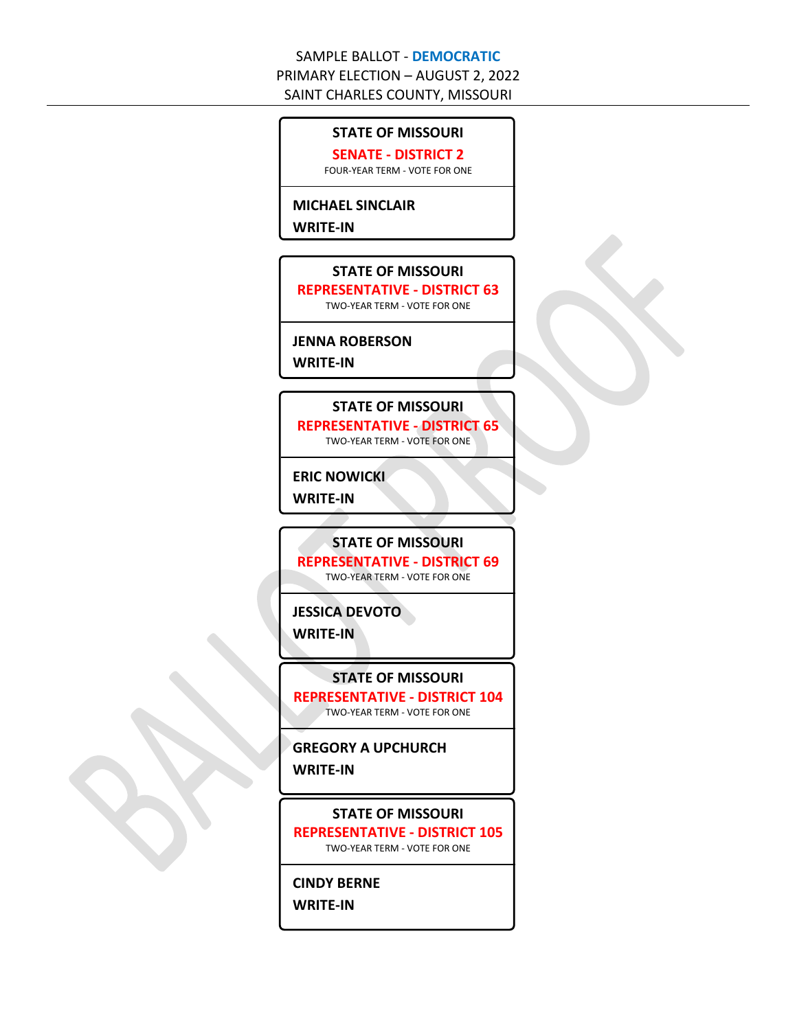SAMPLE BALLOT - **DEMOCRATIC**
PRIMARY ELECTION – AUGUST 2, 2022
SAINT CHARLES COUNTY, MISSOURI

---

**STATE OF MISSOURI**
**SENATE - DISTRICT 2**
FOUR-YEAR TERM - VOTE FOR ONE

**MICHAEL SINCLAIR**
**WRITE-IN**

---

**STATE OF MISSOURI**
**REPRESENTATIVE - DISTRICT 63**
TWO-YEAR TERM - VOTE FOR ONE

**JENNA ROBERSON**
**WRITE-IN**

---

**STATE OF MISSOURI**
**REPRESENTATIVE - DISTRICT 65**
TWO-YEAR TERM - VOTE FOR ONE

**ERIC NOWICKI**
**WRITE-IN**

---

**STATE OF MISSOURI**
**REPRESENTATIVE - DISTRICT 69**
TWO-YEAR TERM - VOTE FOR ONE

**JESSICA DEVOTO**
**WRITE-IN**

---

**STATE OF MISSOURI**
**REPRESENTATIVE - DISTRICT 104**
TWO-YEAR TERM - VOTE FOR ONE

**GREGORY A UPCHURCH**
**WRITE-IN**

---

**STATE OF MISSOURI**
**REPRESENTATIVE - DISTRICT 105**
TWO-YEAR TERM - VOTE FOR ONE

**CINDY BERNE**
**WRITE-IN**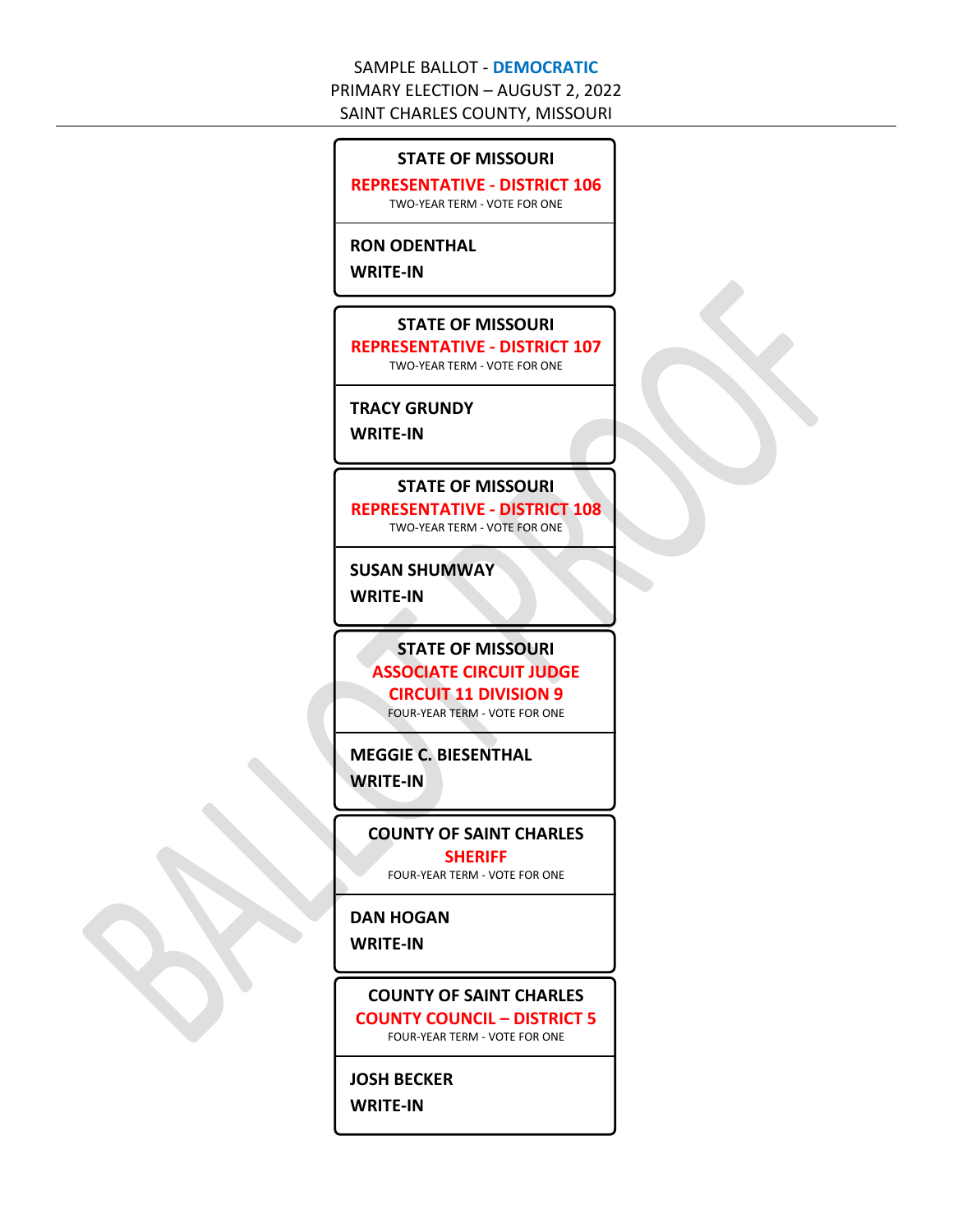SAMPLE BALLOT - **DEMOCRATIC**
PRIMARY ELECTION – AUGUST 2, 2022
SAINT CHARLES COUNTY, MISSOURI

---

**STATE OF MISSOURI**
**REPRESENTATIVE - DISTRICT 106**
TWO-YEAR TERM - VOTE FOR ONE

**RON ODENTHAL**
**WRITE-IN**

---

**STATE OF MISSOURI**
**REPRESENTATIVE - DISTRICT 107**
TWO-YEAR TERM - VOTE FOR ONE

**TRACY GRUNDY**
**WRITE-IN**

---

**STATE OF MISSOURI**
**REPRESENTATIVE - DISTRICT 108**
TWO-YEAR TERM - VOTE FOR ONE

**SUSAN SHUMWAY**
**WRITE-IN**

---

**STATE OF MISSOURI**
**ASSOCIATE CIRCUIT JUDGE**
**CIRCUIT 11 DIVISION 9**
FOUR-YEAR TERM - VOTE FOR ONE

**MEGGIE C. BIESENTHAL**
**WRITE-IN**

---

**COUNTY OF SAINT CHARLES**
**SHERIFF**
FOUR-YEAR TERM - VOTE FOR ONE

**DAN HOGAN**
**WRITE-IN**

---

**COUNTY OF SAINT CHARLES**
**COUNTY COUNCIL – DISTRICT 5**
FOUR-YEAR TERM - VOTE FOR ONE

**JOSH BECKER**
**WRITE-IN**

BALLOT PROOF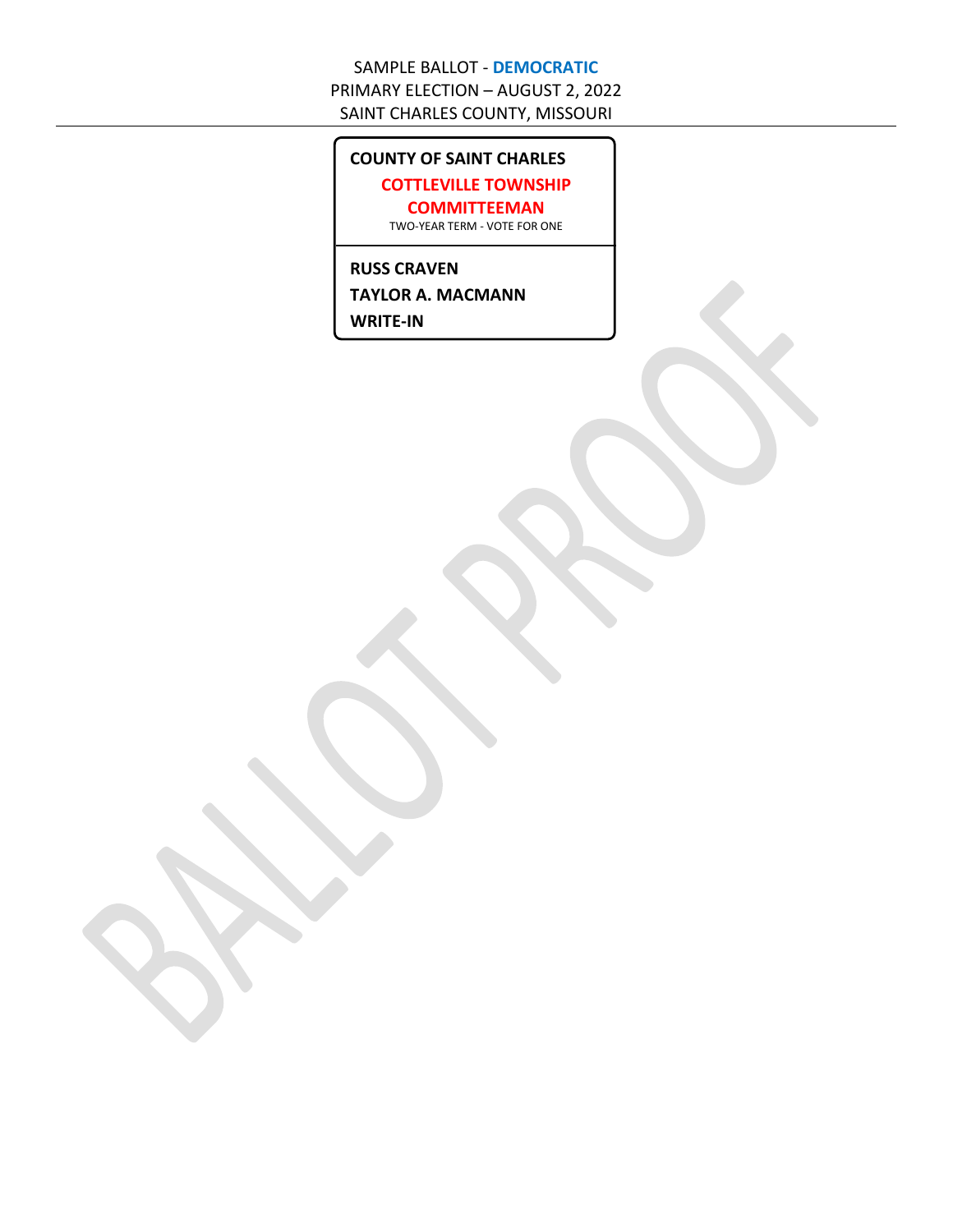SAMPLE BALLOT - **DEMOCRATIC**
PRIMARY ELECTION – AUGUST 2, 2022
SAINT CHARLES COUNTY, MISSOURI

---

**COUNTY OF SAINT CHARLES**

**COTTLEVILLE TOWNSHIP COMMITTEEMAN**

TWO-YEAR TERM - VOTE FOR ONE

**RUSS CRAVEN**

**TAYLOR A. MACMANN**

**WRITE-IN**

BALLOT PROOF